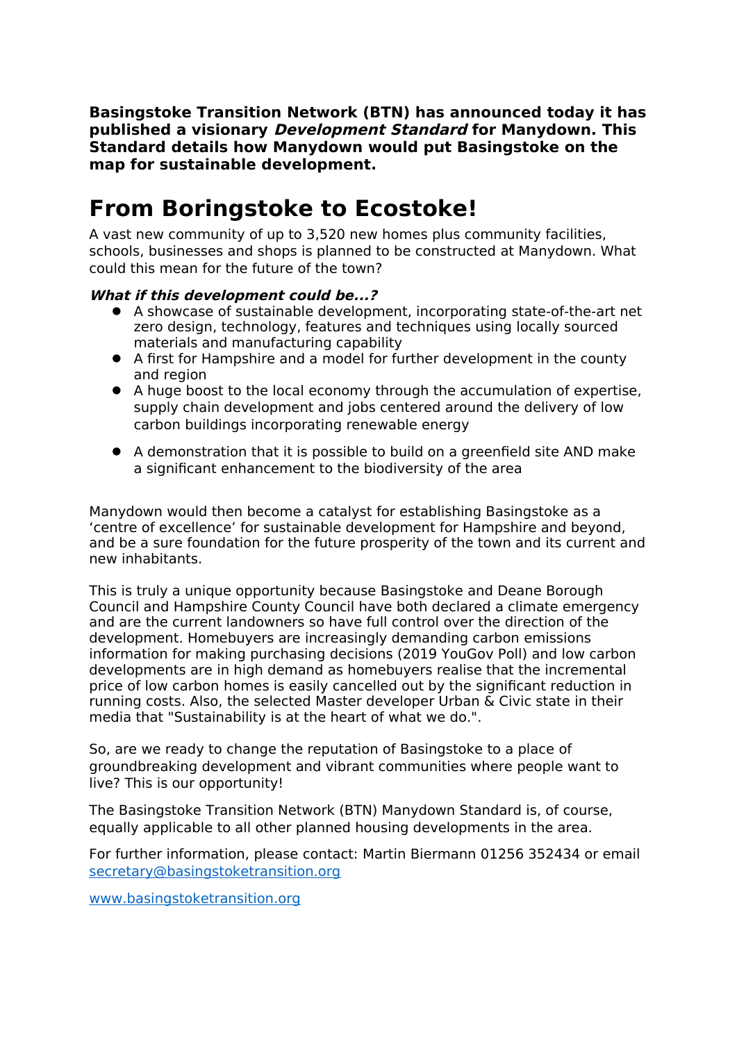**Basingstoke Transition Network (BTN) has announced today it has published a visionary *Development Standard* for Manydown. This Standard details how Manydown would put Basingstoke on the map for sustainable development.**

# From Boringstoke to Ecostoke!

A vast new community of up to 3,520 new homes plus community facilities, schools, businesses and shops is planned to be constructed at Manydown. What could this mean for the future of the town?

***What if this development could be...?***

- A showcase of sustainable development, incorporating state-of-the-art net zero design, technology, features and techniques using locally sourced materials and manufacturing capability
- A first for Hampshire and a model for further development in the county and region
- A huge boost to the local economy through the accumulation of expertise, supply chain development and jobs centered around the delivery of low carbon buildings incorporating renewable energy
- A demonstration that it is possible to build on a greenfield site AND make a significant enhancement to the biodiversity of the area

Manydown would then become a catalyst for establishing Basingstoke as a 'centre of excellence' for sustainable development for Hampshire and beyond, and be a sure foundation for the future prosperity of the town and its current and new inhabitants.

This is truly a unique opportunity because Basingstoke and Deane Borough Council and Hampshire County Council have both declared a climate emergency and are the current landowners so have full control over the direction of the development. Homebuyers are increasingly demanding carbon emissions information for making purchasing decisions (2019 YouGov Poll) and low carbon developments are in high demand as homebuyers realise that the incremental price of low carbon homes is easily cancelled out by the significant reduction in running costs. Also, the selected Master developer Urban & Civic state in their media that "Sustainability is at the heart of what we do.".

So, are we ready to change the reputation of Basingstoke to a place of groundbreaking development and vibrant communities where people want to live? This is our opportunity!

The Basingstoke Transition Network (BTN) Manydown Standard is, of course, equally applicable to all other planned housing developments in the area.

For further information, please contact: Martin Biermann 01256 352434 or email secretary@basingstoketransition.org

www.basingstoketransition.org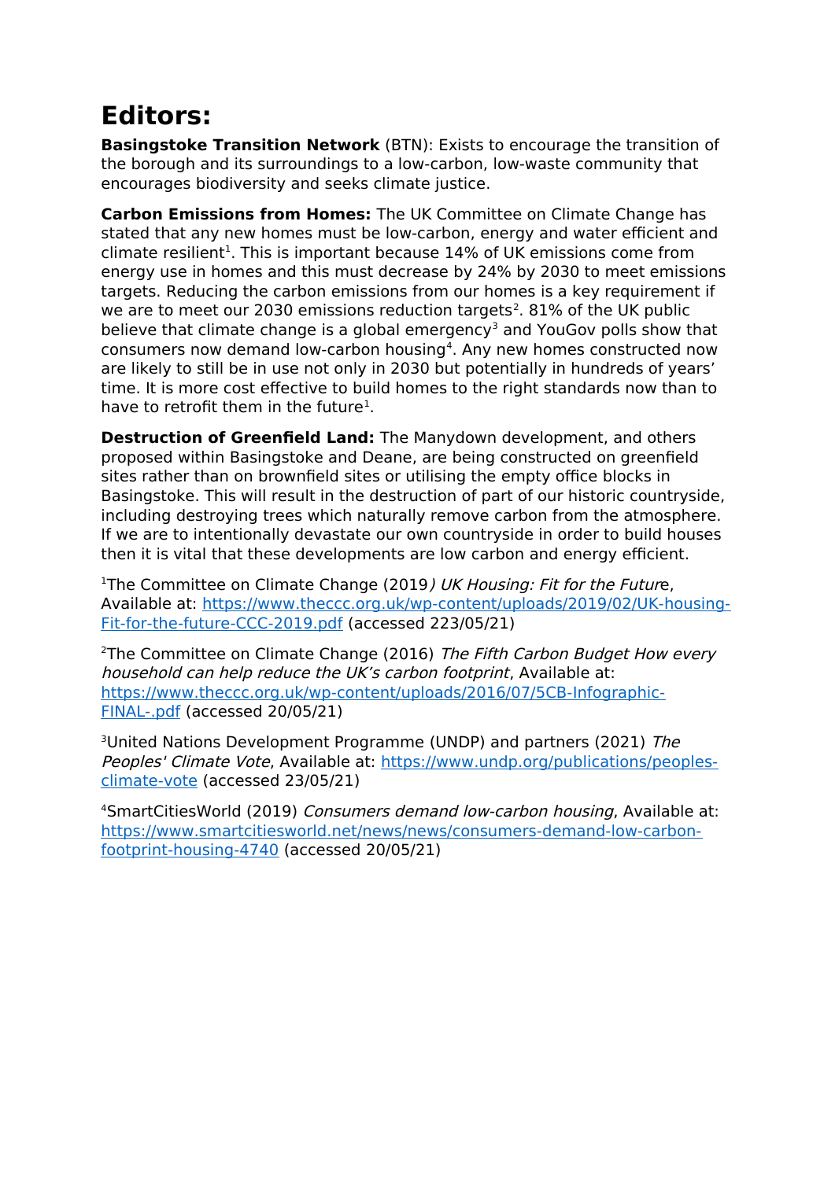# Editors:

**Basingstoke Transition Network** (BTN): Exists to encourage the transition of the borough and its surroundings to a low-carbon, low-waste community that encourages biodiversity and seeks climate justice.

**Carbon Emissions from Homes:** The UK Committee on Climate Change has stated that any new homes must be low-carbon, energy and water efficient and climate resilient[1]. This is important because 14% of UK emissions come from energy use in homes and this must decrease by 24% by 2030 to meet emissions targets. Reducing the carbon emissions from our homes is a key requirement if we are to meet our 2030 emissions reduction targets[2]. 81% of the UK public believe that climate change is a global emergency[3] and YouGov polls show that consumers now demand low-carbon housing[4]. Any new homes constructed now are likely to still be in use not only in 2030 but potentially in hundreds of years' time. It is more cost effective to build homes to the right standards now than to have to retrofit them in the future[1].

**Destruction of Greenfield Land:** The Manydown development, and others proposed within Basingstoke and Deane, are being constructed on greenfield sites rather than on brownfield sites or utilising the empty office blocks in Basingstoke. This will result in the destruction of part of our historic countryside, including destroying trees which naturally remove carbon from the atmosphere. If we are to intentionally devastate our own countryside in order to build houses then it is vital that these developments are low carbon and energy efficient.

[1]The Committee on Climate Change (2019*) UK Housing: Fit for the Futur*e, Available at: https://www.theccc.org.uk/wp-content/uploads/2019/02/UK-housing-Fit-for-the-future-CCC-2019.pdf (accessed 223/05/21)

[2]The Committee on Climate Change (2016) *The Fifth Carbon Budget How every household can help reduce the UK's carbon footprint*, Available at: https://www.theccc.org.uk/wp-content/uploads/2016/07/5CB-Infographic-FINAL-.pdf (accessed 20/05/21)

[3]United Nations Development Programme (UNDP) and partners (2021) *The Peoples' Climate Vote*, Available at: https://www.undp.org/publications/peoples-climate-vote (accessed 23/05/21)

[4]SmartCitiesWorld (2019) *Consumers demand low-carbon housing*, Available at: https://www.smartcitiesworld.net/news/news/consumers-demand-low-carbon-footprint-housing-4740 (accessed 20/05/21)